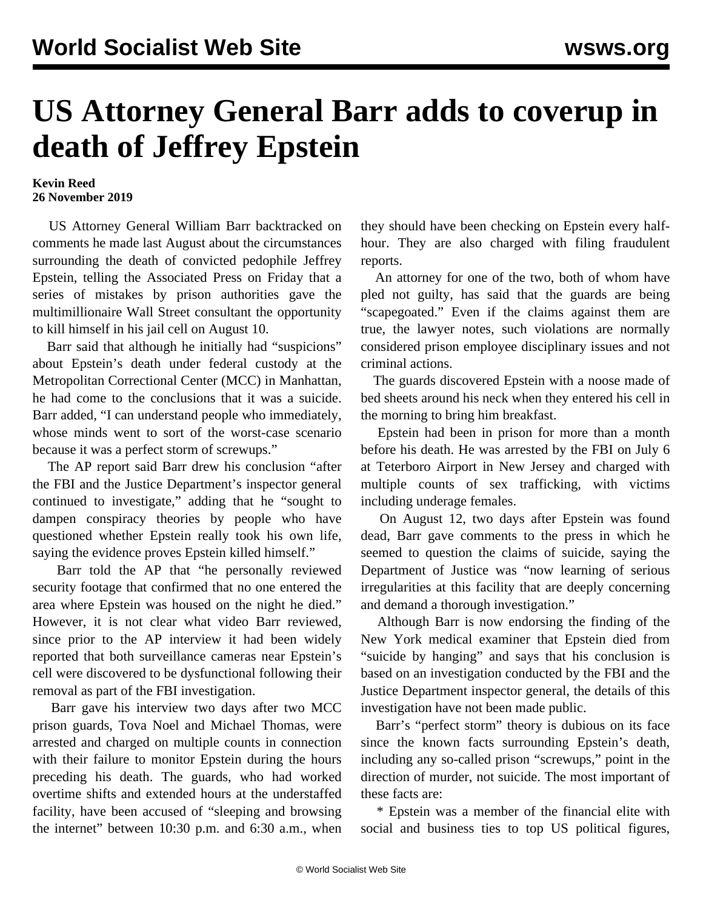# US Attorney General Barr adds to coverup in death of Jeffrey Epstein

**Kevin Reed**
**26 November 2019**

US Attorney General William Barr backtracked on comments he made last August about the circumstances surrounding the death of convicted pedophile Jeffrey Epstein, telling the Associated Press on Friday that a series of mistakes by prison authorities gave the multimillionaire Wall Street consultant the opportunity to kill himself in his jail cell on August 10.

Barr said that although he initially had "suspicions" about Epstein's death under federal custody at the Metropolitan Correctional Center (MCC) in Manhattan, he had come to the conclusions that it was a suicide. Barr added, "I can understand people who immediately, whose minds went to sort of the worst-case scenario because it was a perfect storm of screwups."

The AP report said Barr drew his conclusion "after the FBI and the Justice Department's inspector general continued to investigate," adding that he "sought to dampen conspiracy theories by people who have questioned whether Epstein really took his own life, saying the evidence proves Epstein killed himself."

Barr told the AP that "he personally reviewed security footage that confirmed that no one entered the area where Epstein was housed on the night he died." However, it is not clear what video Barr reviewed, since prior to the AP interview it had been widely reported that both surveillance cameras near Epstein's cell were discovered to be dysfunctional following their removal as part of the FBI investigation.

Barr gave his interview two days after two MCC prison guards, Tova Noel and Michael Thomas, were arrested and charged on multiple counts in connection with their failure to monitor Epstein during the hours preceding his death. The guards, who had worked overtime shifts and extended hours at the understaffed facility, have been accused of "sleeping and browsing the internet" between 10:30 p.m. and 6:30 a.m., when they should have been checking on Epstein every half-hour. They are also charged with filing fraudulent reports.

An attorney for one of the two, both of whom have pled not guilty, has said that the guards are being "scapegoated." Even if the claims against them are true, the lawyer notes, such violations are normally considered prison employee disciplinary issues and not criminal actions.

The guards discovered Epstein with a noose made of bed sheets around his neck when they entered his cell in the morning to bring him breakfast.

Epstein had been in prison for more than a month before his death. He was arrested by the FBI on July 6 at Teterboro Airport in New Jersey and charged with multiple counts of sex trafficking, with victims including underage females.

On August 12, two days after Epstein was found dead, Barr gave comments to the press in which he seemed to question the claims of suicide, saying the Department of Justice was "now learning of serious irregularities at this facility that are deeply concerning and demand a thorough investigation."

Although Barr is now endorsing the finding of the New York medical examiner that Epstein died from "suicide by hanging" and says that his conclusion is based on an investigation conducted by the FBI and the Justice Department inspector general, the details of this investigation have not been made public.

Barr's "perfect storm" theory is dubious on its face since the known facts surrounding Epstein's death, including any so-called prison "screwups," point in the direction of murder, not suicide. The most important of these facts are:

* Epstein was a member of the financial elite with social and business ties to top US political figures,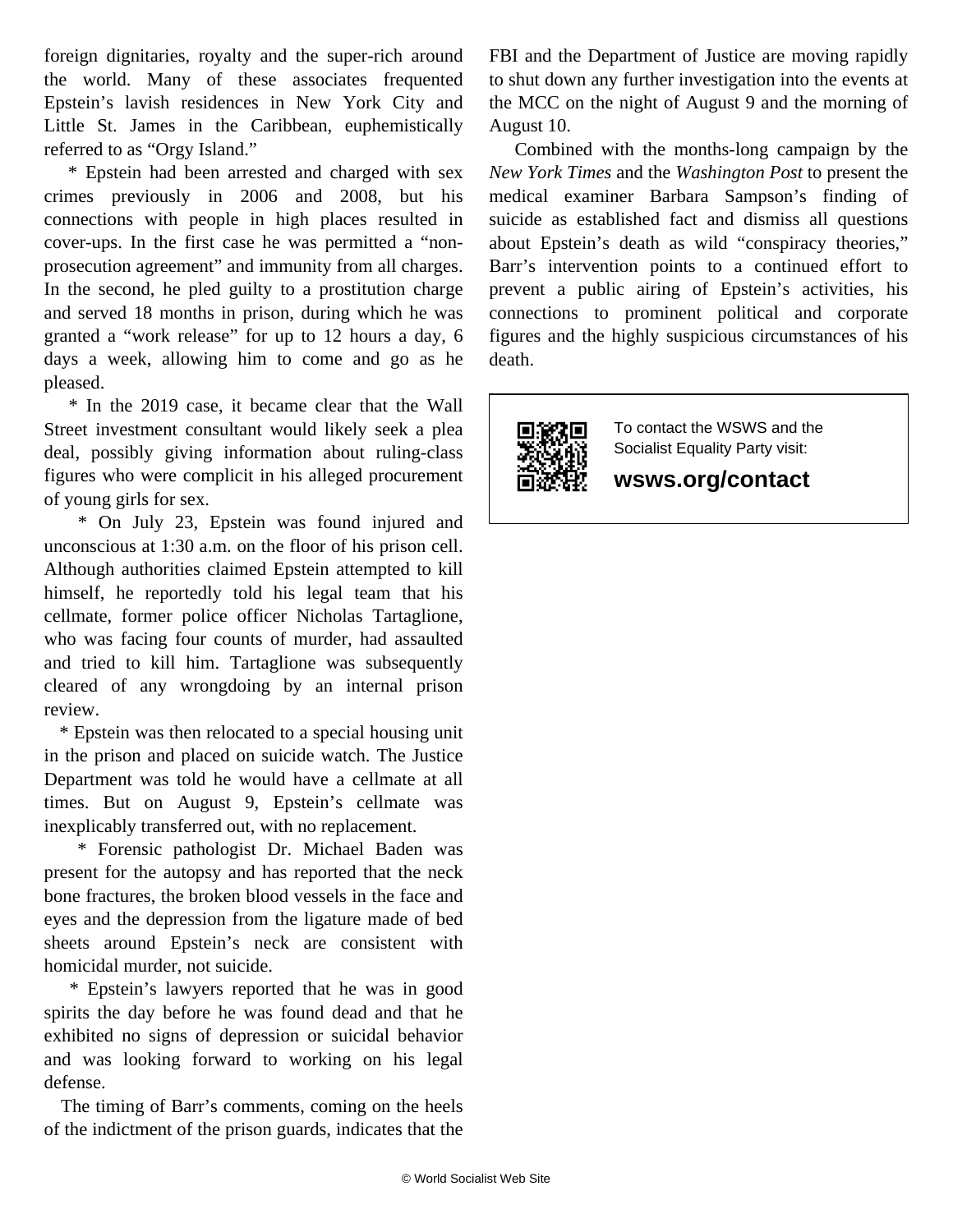foreign dignitaries, royalty and the super-rich around the world. Many of these associates frequented Epstein's lavish residences in New York City and Little St. James in the Caribbean, euphemistically referred to as "Orgy Island."

* Epstein had been arrested and charged with sex crimes previously in 2006 and 2008, but his connections with people in high places resulted in cover-ups. In the first case he was permitted a "non-prosecution agreement" and immunity from all charges. In the second, he pled guilty to a prostitution charge and served 18 months in prison, during which he was granted a "work release" for up to 12 hours a day, 6 days a week, allowing him to come and go as he pleased.

* In the 2019 case, it became clear that the Wall Street investment consultant would likely seek a plea deal, possibly giving information about ruling-class figures who were complicit in his alleged procurement of young girls for sex.

* On July 23, Epstein was found injured and unconscious at 1:30 a.m. on the floor of his prison cell. Although authorities claimed Epstein attempted to kill himself, he reportedly told his legal team that his cellmate, former police officer Nicholas Tartaglione, who was facing four counts of murder, had assaulted and tried to kill him. Tartaglione was subsequently cleared of any wrongdoing by an internal prison review.

* Epstein was then relocated to a special housing unit in the prison and placed on suicide watch. The Justice Department was told he would have a cellmate at all times. But on August 9, Epstein's cellmate was inexplicably transferred out, with no replacement.

* Forensic pathologist Dr. Michael Baden was present for the autopsy and has reported that the neck bone fractures, the broken blood vessels in the face and eyes and the depression from the ligature made of bed sheets around Epstein's neck are consistent with homicidal murder, not suicide.

* Epstein's lawyers reported that he was in good spirits the day before he was found dead and that he exhibited no signs of depression or suicidal behavior and was looking forward to working on his legal defense.

The timing of Barr's comments, coming on the heels of the indictment of the prison guards, indicates that the FBI and the Department of Justice are moving rapidly to shut down any further investigation into the events at the MCC on the night of August 9 and the morning of August 10.

Combined with the months-long campaign by the *New York Times* and the *Washington Post* to present the medical examiner Barbara Sampson's finding of suicide as established fact and dismiss all questions about Epstein's death as wild "conspiracy theories," Barr's intervention points to a continued effort to prevent a public airing of Epstein's activities, his connections to prominent political and corporate figures and the highly suspicious circumstances of his death.

To contact the WSWS and the Socialist Equality Party visit:

**wsws.org/contact**